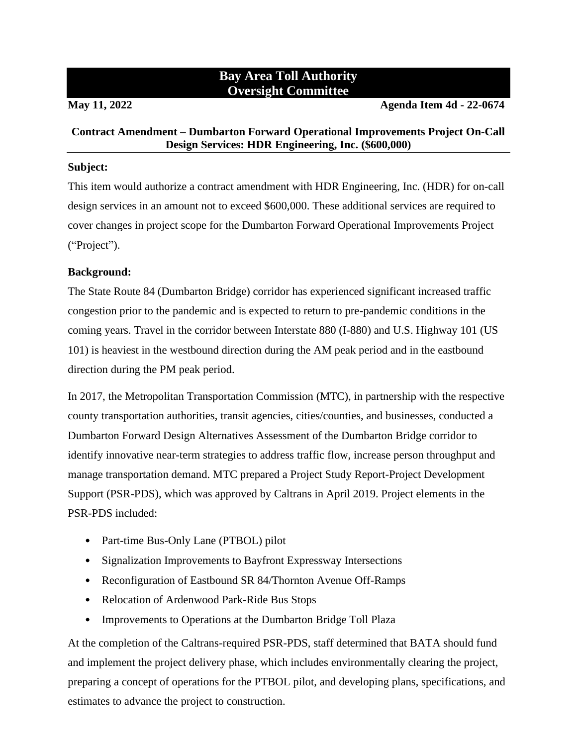# Bay Area Toll Authority
# Oversight Committee

**May 11, 2022** **Agenda Item 4d - 22-0674**

## Contract Amendment – Dumbarton Forward Operational Improvements Project On-Call Design Services: HDR Engineering, Inc. ($600,000)

**Subject:**

This item would authorize a contract amendment with HDR Engineering, Inc. (HDR) for on-call design services in an amount not to exceed $600,000. These additional services are required to cover changes in project scope for the Dumbarton Forward Operational Improvements Project ("Project").

**Background:**

The State Route 84 (Dumbarton Bridge) corridor has experienced significant increased traffic congestion prior to the pandemic and is expected to return to pre-pandemic conditions in the coming years. Travel in the corridor between Interstate 880 (I-880) and U.S. Highway 101 (US 101) is heaviest in the westbound direction during the AM peak period and in the eastbound direction during the PM peak period.

In 2017, the Metropolitan Transportation Commission (MTC), in partnership with the respective county transportation authorities, transit agencies, cities/counties, and businesses, conducted a Dumbarton Forward Design Alternatives Assessment of the Dumbarton Bridge corridor to identify innovative near-term strategies to address traffic flow, increase person throughput and manage transportation demand. MTC prepared a Project Study Report-Project Development Support (PSR-PDS), which was approved by Caltrans in April 2019. Project elements in the PSR-PDS included:

- Part-time Bus-Only Lane (PTBOL) pilot
- Signalization Improvements to Bayfront Expressway Intersections
- Reconfiguration of Eastbound SR 84/Thornton Avenue Off-Ramps
- Relocation of Ardenwood Park-Ride Bus Stops
- Improvements to Operations at the Dumbarton Bridge Toll Plaza

At the completion of the Caltrans-required PSR-PDS, staff determined that BATA should fund and implement the project delivery phase, which includes environmentally clearing the project, preparing a concept of operations for the PTBOL pilot, and developing plans, specifications, and estimates to advance the project to construction.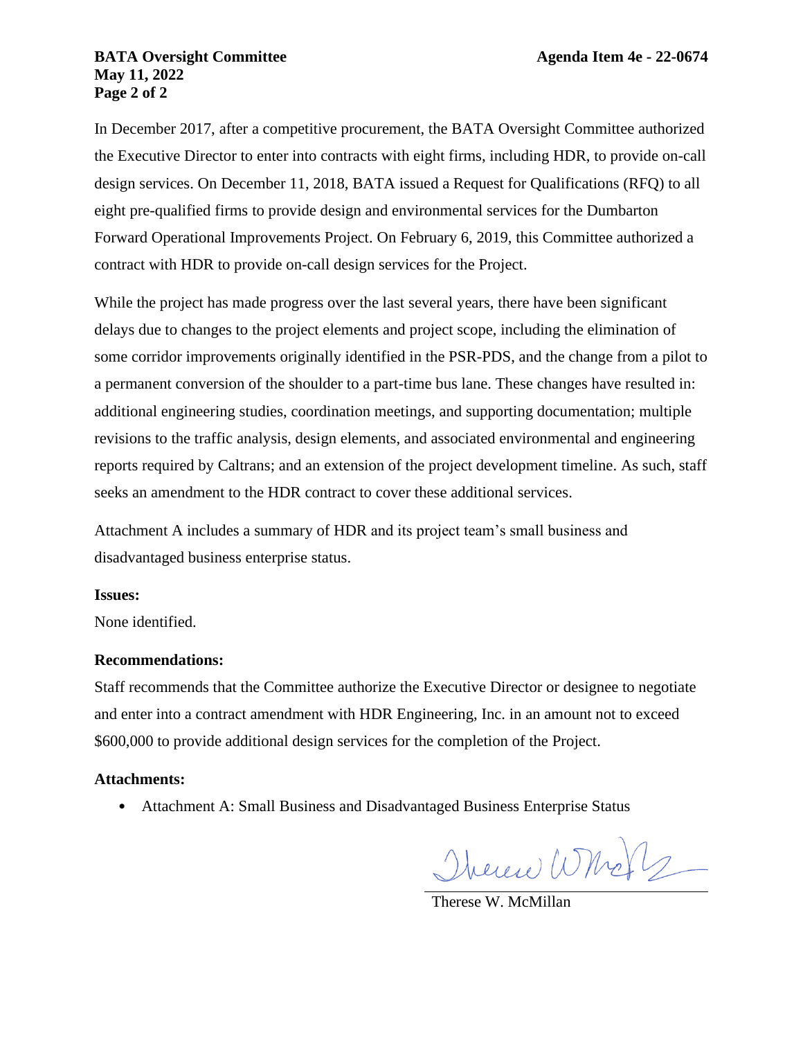In December 2017, after a competitive procurement, the BATA Oversight Committee authorized the Executive Director to enter into contracts with eight firms, including HDR, to provide on-call design services. On December 11, 2018, BATA issued a Request for Qualifications (RFQ) to all eight pre-qualified firms to provide design and environmental services for the Dumbarton Forward Operational Improvements Project. On February 6, 2019, this Committee authorized a contract with HDR to provide on-call design services for the Project.

While the project has made progress over the last several years, there have been significant delays due to changes to the project elements and project scope, including the elimination of some corridor improvements originally identified in the PSR-PDS, and the change from a pilot to a permanent conversion of the shoulder to a part-time bus lane. These changes have resulted in: additional engineering studies, coordination meetings, and supporting documentation; multiple revisions to the traffic analysis, design elements, and associated environmental and engineering reports required by Caltrans; and an extension of the project development timeline. As such, staff seeks an amendment to the HDR contract to cover these additional services.

Attachment A includes a summary of HDR and its project team's small business and disadvantaged business enterprise status.

**Issues:**

None identified.

**Recommendations:**

Staff recommends that the Committee authorize the Executive Director or designee to negotiate and enter into a contract amendment with HDR Engineering, Inc. in an amount not to exceed $600,000 to provide additional design services for the completion of the Project.

**Attachments:**

- Attachment A: Small Business and Disadvantaged Business Enterprise Status

Therese W. McMillan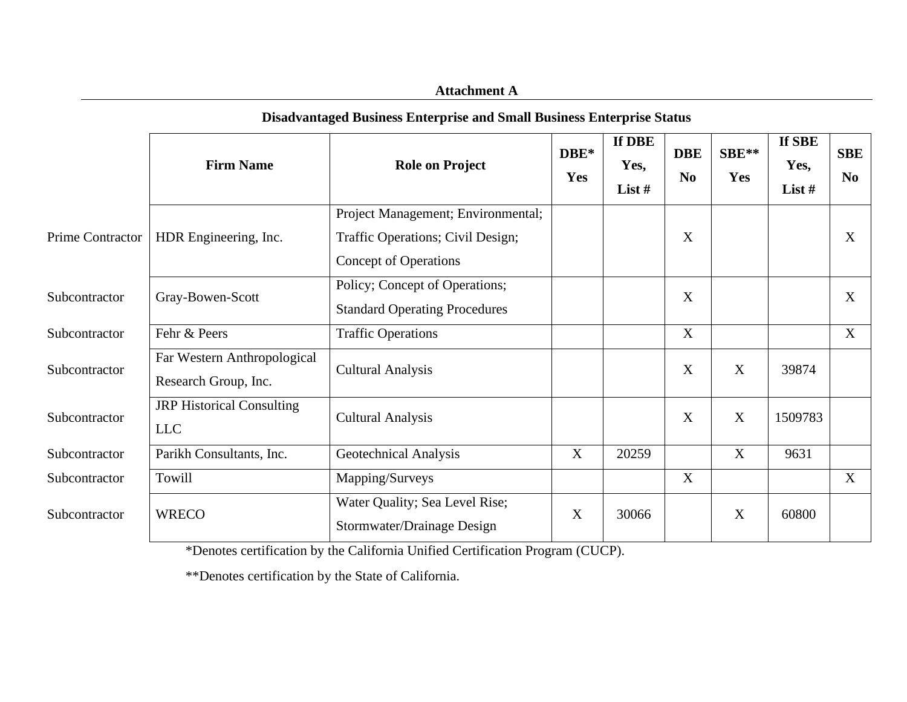**Attachment A**

**Disadvantaged Business Enterprise and Small Business Enterprise Status**

| | Firm Name | Role on Project | DBE* Yes | If DBE Yes, List # | DBE No | SBE** Yes | If SBE Yes, List # | SBE No |
|---|---|---|---|---|---|---|---|---|
| Prime Contractor | HDR Engineering, Inc. | Project Management; Environmental; Traffic Operations; Civil Design; Concept of Operations | | | X | | | X |
| Subcontractor | Gray-Bowen-Scott | Policy; Concept of Operations; Standard Operating Procedures | | | X | | | X |
| Subcontractor | Fehr & Peers | Traffic Operations | | | X | | | X |
| Subcontractor | Far Western Anthropological Research Group, Inc. | Cultural Analysis | | | X | X | 39874 | |
| Subcontractor | JRP Historical Consulting LLC | Cultural Analysis | | | X | X | 1509783 | |
| Subcontractor | Parikh Consultants, Inc. | Geotechnical Analysis | X | 20259 | | X | 9631 | |
| Subcontractor | Towill | Mapping/Surveys | | | X | | | X |
| Subcontractor | WRECO | Water Quality; Sea Level Rise; Stormwater/Drainage Design | X | 30066 | | X | 60800 | |

*Denotes certification by the California Unified Certification Program (CUCP).

**Denotes certification by the State of California.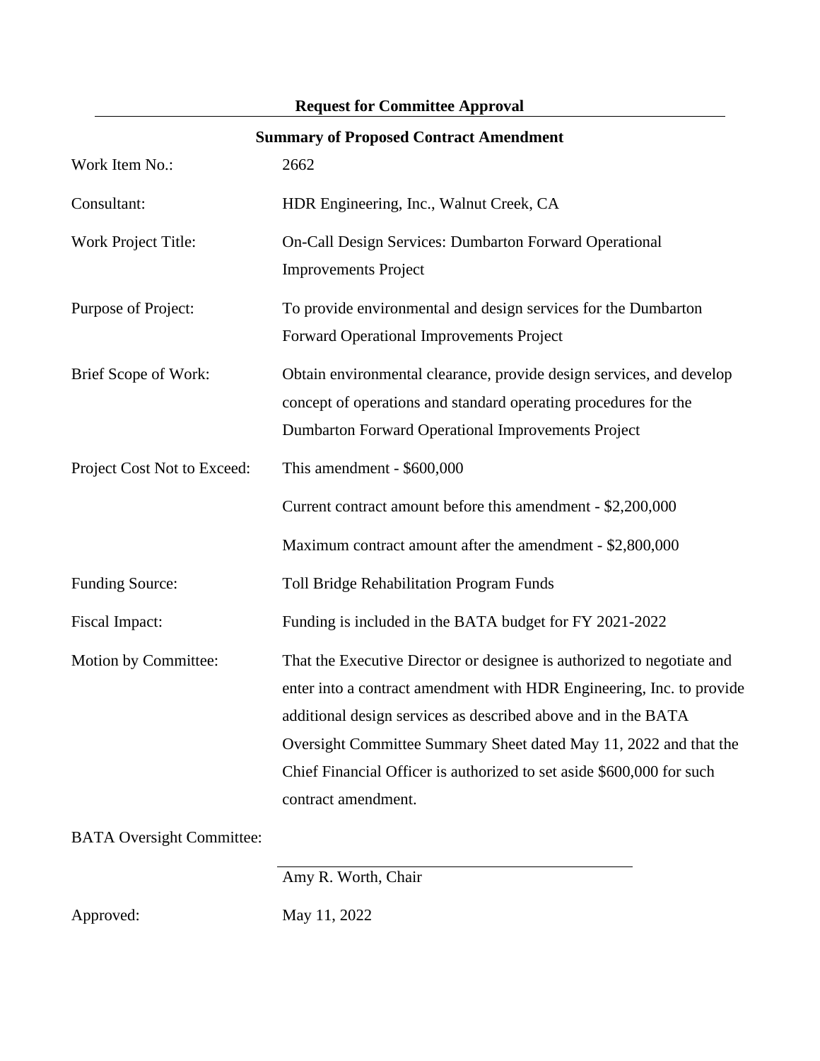## Request for Committee Approval

### Summary of Proposed Contract Amendment

| | |
|---|---|
| Work Item No.: | 2662 |
| Consultant: | HDR Engineering, Inc., Walnut Creek, CA |
| Work Project Title: | On-Call Design Services: Dumbarton Forward Operational Improvements Project |
| Purpose of Project: | To provide environmental and design services for the Dumbarton Forward Operational Improvements Project |
| Brief Scope of Work: | Obtain environmental clearance, provide design services, and develop concept of operations and standard operating procedures for the Dumbarton Forward Operational Improvements Project |
| Project Cost Not to Exceed: | This amendment - $600,000 |
| | Current contract amount before this amendment - $2,200,000 |
| | Maximum contract amount after the amendment - $2,800,000 |
| Funding Source: | Toll Bridge Rehabilitation Program Funds |
| Fiscal Impact: | Funding is included in the BATA budget for FY 2021-2022 |
| Motion by Committee: | That the Executive Director or designee is authorized to negotiate and enter into a contract amendment with HDR Engineering, Inc. to provide additional design services as described above and in the BATA Oversight Committee Summary Sheet dated May 11, 2022 and that the Chief Financial Officer is authorized to set aside $600,000 for such contract amendment. |
| BATA Oversight Committee: | |
| | ______________________________ Amy R. Worth, Chair |
| Approved: | May 11, 2022 |